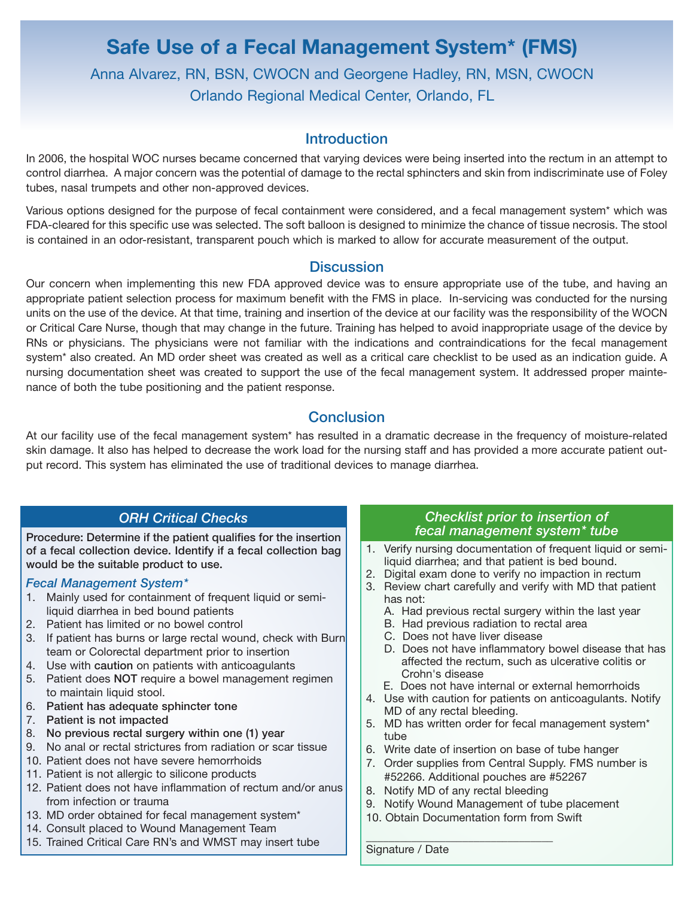# Safe Use of a Fecal Management System* (FMS)

Anna Alvarez, RN, BSN, CWOCN and Georgene Hadley, RN, MSN, CWOCN

Orlando Regional Medical Center, Orlando, FL

## Introduction

In 2006, the hospital WOC nurses became concerned that varying devices were being inserted into the rectum in an attempt to control diarrhea. A major concern was the potential of damage to the rectal sphincters and skin from indiscriminate use of Foley tubes, nasal trumpets and other non-approved devices.

Various options designed for the purpose of fecal containment were considered, and a fecal management system* which was FDA-cleared for this specific use was selected. The soft balloon is designed to minimize the chance of tissue necrosis. The stool is contained in an odor-resistant, transparent pouch which is marked to allow for accurate measurement of the output.

## Discussion

Our concern when implementing this new FDA approved device was to ensure appropriate use of the tube, and having an appropriate patient selection process for maximum benefit with the FMS in place. In-servicing was conducted for the nursing units on the use of the device. At that time, training and insertion of the device at our facility was the responsibility of the WOCN or Critical Care Nurse, though that may change in the future. Training has helped to avoid inappropriate usage of the device by RNs or physicians. The physicians were not familiar with the indications and contraindications for the fecal management system* also created. An MD order sheet was created as well as a critical care checklist to be used as an indication guide. A nursing documentation sheet was created to support the use of the fecal management system. It addressed proper maintenance of both the tube positioning and the patient response.

## Conclusion

At our facility use of the fecal management system* has resulted in a dramatic decrease in the frequency of moisture-related skin damage. It also has helped to decrease the work load for the nursing staff and has provided a more accurate patient output record. This system has eliminated the use of traditional devices to manage diarrhea.

### *ORH Critical Checks*

**Procedure: Determine if the patient qualifies for the insertion of a fecal collection device. Identify if a fecal collection bag would be the suitable product to use.**

#### *Fecal Management System**

1. Mainly used for containment of frequent liquid or semi-liquid diarrhea in bed bound patients
2. Patient has limited or no bowel control
3. If patient has burns or large rectal wound, check with Burn team or Colorectal department prior to insertion
4. Use with **caution** on patients with anticoagulants
5. Patient does **NOT** require a bowel management regimen to maintain liquid stool.
6. **Patient has adequate sphincter tone**
7. **Patient is not impacted**
8. **No previous rectal surgery within one (1) year**
9. No anal or rectal strictures from radiation or scar tissue
10. Patient does not have severe hemorrhoids
11. Patient is not allergic to silicone products
12. Patient does not have inflammation of rectum and/or anus from infection or trauma
13. MD order obtained for fecal management system*
14. Consult placed to Wound Management Team
15. Trained Critical Care RN's and WMST may insert tube

### *Checklist prior to insertion of fecal management system* tube*

1. Verify nursing documentation of frequent liquid or semi-liquid diarrhea; and that patient is bed bound.
2. Digital exam done to verify no impaction in rectum
3. Review chart carefully and verify with MD that patient has not:
   - A. Had previous rectal surgery within the last year
   - B. Had previous radiation to rectal area
   - C. Does not have liver disease
   - D. Does not have inflammatory bowel disease that has affected the rectum, such as ulcerative colitis or Crohn's disease
   - E. Does not have internal or external hemorrhoids
4. Use with caution for patients on anticoagulants. Notify MD of any rectal bleeding.
5. MD has written order for fecal management system* tube
6. Write date of insertion on base of tube hanger
7. Order supplies from Central Supply. FMS number is #52266. Additional pouches are #52267
8. Notify MD of any rectal bleeding
9. Notify Wound Management of tube placement
10. Obtain Documentation form from Swift

______________________________

Signature / Date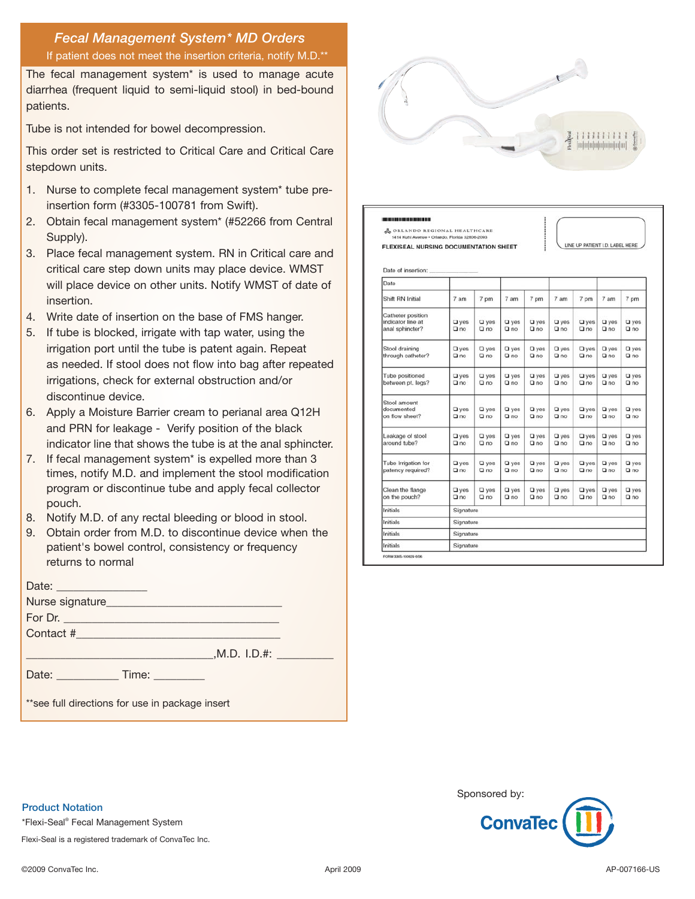## *Fecal Management System\* MD Orders*

If patient does not meet the insertion criteria, notify M.D.**

The fecal management system* is used to manage acute diarrhea (frequent liquid to semi-liquid stool) in bed-bound patients.

Tube is not intended for bowel decompression.

This order set is restricted to Critical Care and Critical Care stepdown units.

1. Nurse to complete fecal management system* tube pre-insertion form (#3305-100781 from Swift).
2. Obtain fecal management system* (#52266 from Central Supply).
3. Place fecal management system. RN in Critical care and critical care step down units may place device. WMST will place device on other units. Notify WMST of date of insertion.
4. Write date of insertion on the base of FMS hanger.
5. If tube is blocked, irrigate with tap water, using the irrigation port until the tube is patent again. Repeat as needed. If stool does not flow into bag after repeated irrigations, check for external obstruction and/or discontinue device.
6. Apply a Moisture Barrier cream to perianal area Q12H and PRN for leakage - Verify position of the black indicator line that shows the tube is at the anal sphincter.
7. If fecal management system* is expelled more than 3 times, notify M.D. and implement the stool modification program or discontinue tube and apply fecal collector pouch.
8. Notify M.D. of any rectal bleeding or blood in stool.
9. Obtain order from M.D. to discontinue device when the patient's bowel control, consistency or frequency returns to normal

Date: _______________

Nurse signature_______________________________

For Dr. _____________________________________

Contact #____________________________________

_______________________________,M.D. I.D.#: _________

Date: __________ Time: ________

**see full directions for use in package insert

ORLANDO REGIONAL HEALTHCARE
1414 Kuhl Avenue • Orlando, Florida 32806-2093

FLEXISEAL NURSING DOCUMENTATION SHEET

LINE UP PATIENT I.D. LABEL HERE

Date of insertion: ____________

| Date | | | | | | | | |
|---|---|---|---|---|---|---|---|---|
| Shift RN Initial | 7 am | 7 pm | 7 am | 7 pm | 7 am | 7 pm | 7 am | 7 pm |
| Catheter position indicator line at anal sphincter? | ❑ yes ❑ no | ❑ yes ❑ no | ❑ yes ❑ no | ❑ yes ❑ no | ❑ yes ❑ no | ❑ yes ❑ no | ❑ yes ❑ no | ❑ yes ❑ no |
| Stool draining through catheter? | ❑ yes ❑ no | ❑ yes ❑ no | ❑ yes ❑ no | ❑ yes ❑ no | ❑ yes ❑ no | ❑ yes ❑ no | ❑ yes ❑ no | ❑ yes ❑ no |
| Tube positioned between pt. legs? | ❑ yes ❑ no | ❑ yes ❑ no | ❑ yes ❑ no | ❑ yes ❑ no | ❑ yes ❑ no | ❑ yes ❑ no | ❑ yes ❑ no | ❑ yes ❑ no |
| Stool amount documented on flow sheet? | ❑ yes ❑ no | ❑ yes ❑ no | ❑ yes ❑ no | ❑ yes ❑ no | ❑ yes ❑ no | ❑ yes ❑ no | ❑ yes ❑ no | ❑ yes ❑ no |
| Leakage of stool around tube? | ❑ yes ❑ no | ❑ yes ❑ no | ❑ yes ❑ no | ❑ yes ❑ no | ❑ yes ❑ no | ❑ yes ❑ no | ❑ yes ❑ no | ❑ yes ❑ no |
| Tube Irrigation for patency required? | ❑ yes ❑ no | ❑ yes ❑ no | ❑ yes ❑ no | ❑ yes ❑ no | ❑ yes ❑ no | ❑ yes ❑ no | ❑ yes ❑ no | ❑ yes ❑ no |
| Clean the flange on the pouch? | ❑ yes ❑ no | ❑ yes ❑ no | ❑ yes ❑ no | ❑ yes ❑ no | ❑ yes ❑ no | ❑ yes ❑ no | ❑ yes ❑ no | ❑ yes ❑ no |
| Initials | Signature | | | | | | | |
| Initials | Signature | | | | | | | |
| Initials | Signature | | | | | | | |
| Initials | Signature | | | | | | | |

FORM 3305-100629 606

**Product Notation**

*Flexi-Seal® Fecal Management System

Flexi-Seal is a registered trademark of ConvaTec Inc.

Sponsored by: ConvaTec

©2009 ConvaTec Inc. April 2009 AP-007166-US